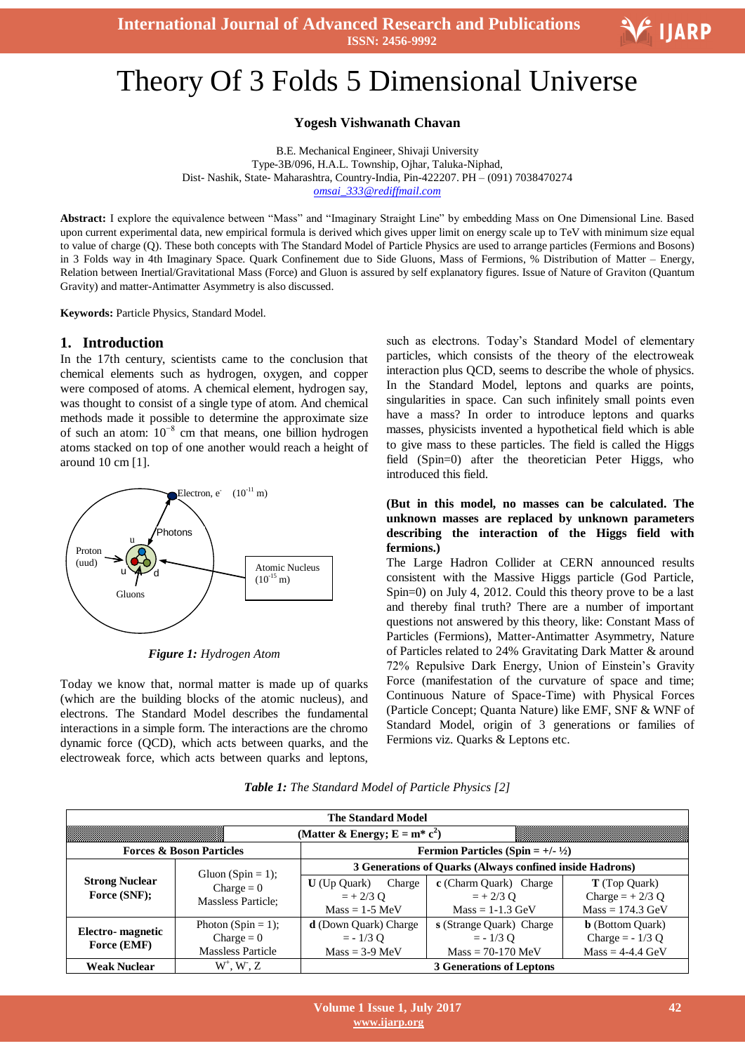# Theory Of 3 Folds 5 Dimensional Universe

**Yogesh Vishwanath Chavan**

B.E. Mechanical Engineer, Shivaji University
Type-3B/096, H.A.L. Township, Ojhar, Taluka-Niphad,
Dist- Nashik, State- Maharashtra, Country-India, Pin-422207. PH – (091) 7038470274
omsai_333@rediffmail.com

**Abstract:** I explore the equivalence between "Mass" and "Imaginary Straight Line" by embedding Mass on One Dimensional Line. Based upon current experimental data, new empirical formula is derived which gives upper limit on energy scale up to TeV with minimum size equal to value of charge (Q). These both concepts with The Standard Model of Particle Physics are used to arrange particles (Fermions and Bosons) in 3 Folds way in 4th Imaginary Space. Quark Confinement due to Side Gluons, Mass of Fermions, % Distribution of Matter – Energy, Relation between Inertial/Gravitational Mass (Force) and Gluon is assured by self explanatory figures. Issue of Nature of Graviton (Quantum Gravity) and matter-Antimatter Asymmetry is also discussed.

**Keywords:** Particle Physics, Standard Model.

## 1. Introduction

In the 17th century, scientists came to the conclusion that chemical elements such as hydrogen, oxygen, and copper were composed of atoms. A chemical element, hydrogen say, was thought to consist of a single type of atom. And chemical methods made it possible to determine the approximate size of such an atom: $10^{-8}$ cm that means, one billion hydrogen atoms stacked on top of one another would reach a height of around 10 cm [1].

Electron, $e^-$ ($10^{-11}$ m)

Photons

Proton (uud)

u u d

Gluons

Atomic Nucleus ($10^{-15}$ m)

***Figure 1:*** *Hydrogen Atom*

Today we know that, normal matter is made up of quarks (which are the building blocks of the atomic nucleus), and electrons. The Standard Model describes the fundamental interactions in a simple form. The interactions are the chromo dynamic force (QCD), which acts between quarks, and the electroweak force, which acts between quarks and leptons, such as electrons. Today's Standard Model of elementary particles, which consists of the theory of the electroweak interaction plus QCD, seems to describe the whole of physics. In the Standard Model, leptons and quarks are points, singularities in space. Can such infinitely small points even have a mass? In order to introduce leptons and quarks masses, physicists invented a hypothetical field which is able to give mass to these particles. The field is called the Higgs field (Spin=0) after the theoretician Peter Higgs, who introduced this field.

**(But in this model, no masses can be calculated. The unknown masses are replaced by unknown parameters describing the interaction of the Higgs field with fermions.)**

The Large Hadron Collider at CERN announced results consistent with the Massive Higgs particle (God Particle, Spin=0) on July 4, 2012. Could this theory prove to be a last and thereby final truth? There are a number of important questions not answered by this theory, like: Constant Mass of Particles (Fermions), Matter-Antimatter Asymmetry, Nature of Particles related to 24% Gravitating Dark Matter & around 72% Repulsive Dark Energy, Union of Einstein's Gravity Force (manifestation of the curvature of space and time; Continuous Nature of Space-Time) with Physical Forces (Particle Concept; Quanta Nature) like EMF, SNF & WNF of Standard Model, origin of 3 generations or families of Fermions viz. Quarks & Leptons etc.

***Table 1:*** *The Standard Model of Particle Physics [2]*

| The Standard Model | | | | |
|---|---|---|---|---|
| (Matter & Energy; $E = m^* c^2$) | | | | |
| **Forces & Boson Particles** | | **Fermion Particles (Spin = +/- ½)** | | |
| | | **3 Generations of Quarks (Always confined inside Hadrons)** | | |
| **Strong Nuclear Force (SNF);** | Gluon (Spin = 1); Charge = 0 Massless Particle; | **U** (Up Quark) Charge = + 2/3 Q Mass = 1-5 MeV | **c** (Charm Quark) Charge = + 2/3 Q Mass = 1-1.3 GeV | **T** (Top Quark) Charge = + 2/3 Q Mass = 174.3 GeV |
| **Electro- magnetic Force (EMF)** | Photon (Spin = 1); Charge = 0 Massless Particle | **d** (Down Quark) Charge = - 1/3 Q Mass = 3-9 MeV | **s** (Strange Quark) Charge = - 1/3 Q Mass = 70-170 MeV | **b** (Bottom Quark) Charge = - 1/3 Q Mass = 4-4.4 GeV |
| **Weak Nuclear** | $W^+$, $W^-$, Z | **3 Generations of Leptons** | | |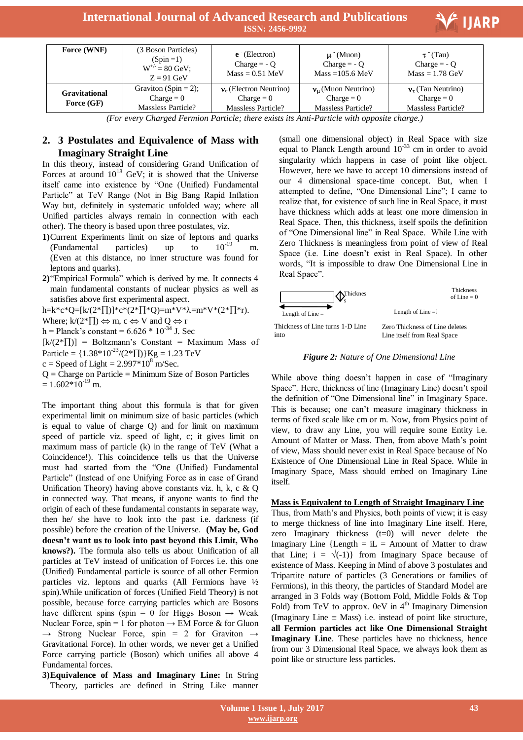| Force (WNF) | (3 Boson Particles) (Spin =1) $W^{+/-}$ = 80 GeV; Z = 91 GeV | $e^-$ (Electron) Charge = - Q Mass = 0.51 MeV | $\mu^-$ (Muon) Charge = - Q Mass =105.6 MeV | $\tau^-$ (Tau) Charge = - Q Mass = 1.78 GeV |
|---|---|---|---|---|
| Gravitational Force (GF) | Graviton (Spin = 2); Charge = 0 Massless Particle? | $\nu_e$ (Electron Neutrino) Charge = 0 Massless Particle? | $\nu_\mu$ (Muon Neutrino) Charge = 0 Massless Particle? | $\nu_\tau$ (Tau Neutrino) Charge = 0 Massless Particle? |

*(For every Charged Fermion Particle; there exists its Anti-Particle with opposite charge.)*

## 2. 3 Postulates and Equivalence of Mass with Imaginary Straight Line

In this theory, instead of considering Grand Unification of Forces at around $10^{18}$ GeV; it is showed that the Universe itself came into existence by "One (Unified) Fundamental Particle" at TeV Range (Not in Big Bang Rapid Inflation Way but, definitely in systematic unfolded way; where all Unified particles always remain in connection with each other). The theory is based upon three postulates, viz.

**1)** Current Experiments limit on size of leptons and quarks (Fundamental particles) up to $10^{-19}$ m. (Even at this distance, no inner structure was found for leptons and quarks).

**2)** "Empirical Formula" which is derived by me. It connects 4 main fundamental constants of nuclear physics as well as satisfies above first experimental aspect.

$$h=k*c*Q=[k/(2*\Pi)]*c*(2*\Pi*Q)=m*V*\lambda=m*V*(2*\Pi*r).$$

Where; $k/(2*\Pi) \Leftrightarrow m$, $c \Leftrightarrow V$ and $Q \Leftrightarrow r$

h = Planck's constant = $6.626 * 10^{-34}$ J. Sec

$[k/(2*\Pi)]$ = Boltzmann's Constant = Maximum Mass of Particle = $\{1.38*10^{-23}/(2*\Pi)\}$Kg = 1.23 TeV

c = Speed of Light = $2.997*10^{8}$ m/Sec.

Q = Charge on Particle = Minimum Size of Boson Particles = $1.602*10^{-19}$ m.

The important thing about this formula is that for given experimental limit on minimum size of basic particles (which is equal to value of charge Q) and for limit on maximum speed of particle viz. speed of light, c; it gives limit on maximum mass of particle (k) in the range of TeV (What a Coincidence!). This coincidence tells us that the Universe must had started from the "One (Unified) Fundamental Particle" (Instead of one Unifying Force as in case of Grand Unification Theory) having above constants viz. h, k, c & Q in connected way. That means, if anyone wants to find the origin of each of these fundamental constants in separate way, then he/ she have to look into the past i.e. darkness (if possible) before the creation of the Universe. **(May be, God doesn't want us to look into past beyond this Limit, Who knows?).** The formula also tells us about Unification of all particles at TeV instead of unification of Forces i.e. this one (Unified) Fundamental particle is source of all other Fermion particles viz. leptons and quarks (All Fermions have ½ spin).While unification of forces (Unified Field Theory) is not possible, because force carrying particles which are Bosons have different spins (spin = 0 for Higgs Boson → Weak Nuclear Force, spin = 1 for photon → EM Force & for Gluon → Strong Nuclear Force, spin = 2 for Graviton → Gravitational Force). In other words, we never get a Unified Force carrying particle (Boson) which unifies all above 4 Fundamental forces.

**3) Equivalence of Mass and Imaginary Line:** In String Theory, particles are defined in String Like manner (small one dimensional object) in Real Space with size equal to Planck Length around $10^{-33}$ cm in order to avoid singularity which happens in case of point like object. However, here we have to accept 10 dimensions instead of our 4 dimensional space-time concept. But, when I attempted to define, "One Dimensional Line"; I came to realize that, for existence of such line in Real Space, it must have thickness which adds at least one more dimension in Real Space. Then, this thickness, itself spoils the definition of "One Dimensional line" in Real Space. While Line with Zero Thickness is meaningless from point of view of Real Space (i.e. Line doesn't exist in Real Space). In other words, "It is impossible to draw One Dimensional Line in Real Space".

Thickness | Length of Line = | Thickness of Line turns 1-D Line into | Thickness of Line = 0 | Length of Line = | Zero Thickness of Line deletes Line itself from Real Space

***Figure 2:*** *Nature of One Dimensional Line*

While above thing doesn't happen in case of "Imaginary Space". Here, thickness of line (Imaginary Line) doesn't spoil the definition of "One Dimensional line" in Imaginary Space. This is because; one can't measure imaginary thickness in terms of fixed scale like cm or m. Now, from Physics point of view, to draw any Line, you will require some Entity i.e. Amount of Matter or Mass. Then, from above Math's point of view, Mass should never exist in Real Space because of No Existence of One Dimensional Line in Real Space. While in Imaginary Space, Mass should embed on Imaginary Line itself.

**Mass is Equivalent to Length of Straight Imaginary Line**

Thus, from Math's and Physics, both points of view; it is easy to merge thickness of line into Imaginary Line itself. Here, zero Imaginary thickness (t=0) will never delete the Imaginary Line {Length = iL = Amount of Matter to draw that Line; $i = \sqrt{(-1)}$} from Imaginary Space because of existence of Mass. Keeping in Mind of above 3 postulates and Tripartite nature of particles (3 Generations or families of Fermions), in this theory, the particles of Standard Model are arranged in 3 Folds way (Bottom Fold, Middle Folds & Top Fold) from TeV to approx. 0eV in $4^{th}$ Imaginary Dimension (Imaginary Line ≡ Mass) i.e. instead of point like structure, **all Fermion particles act like One Dimensional Straight Imaginary Line**. These particles have no thickness, hence from our 3 Dimensional Real Space, we always look them as point like or structure less particles.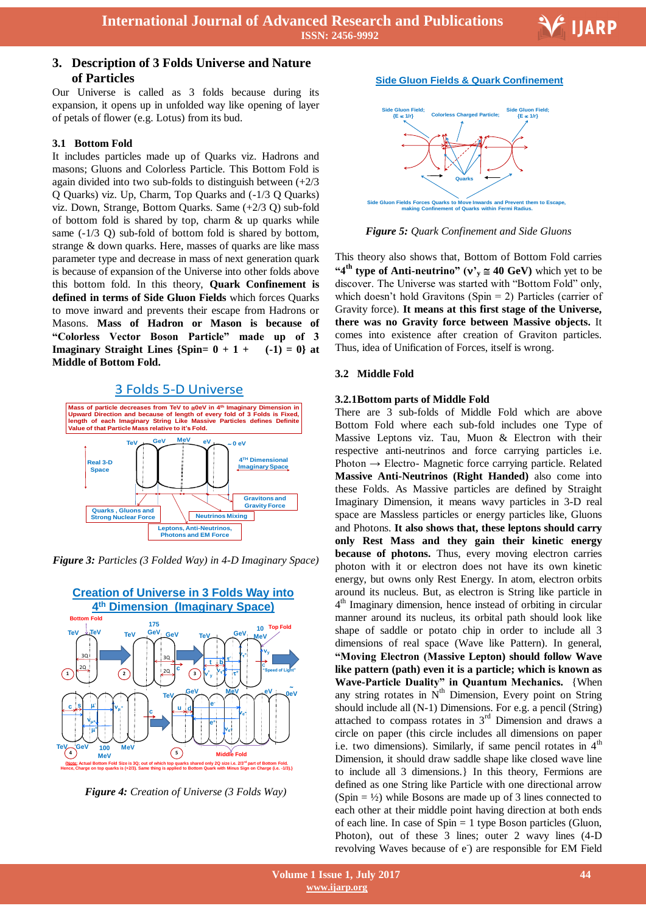## 3. Description of 3 Folds Universe and Nature of Particles

Our Universe is called as 3 folds because during its expansion, it opens up in unfolded way like opening of layer of petals of flower (e.g. Lotus) from its bud.

### 3.1 Bottom Fold

It includes particles made up of Quarks viz. Hadrons and masons; Gluons and Colorless Particle. This Bottom Fold is again divided into two sub-folds to distinguish between (+2/3 Q Quarks) viz. Up, Charm, Top Quarks and (-1/3 Q Quarks) viz. Down, Strange, Bottom Quarks. Same (+2/3 Q) sub-fold of bottom fold is shared by top, charm & up quarks while same (-1/3 Q) sub-fold of bottom fold is shared by bottom, strange & down quarks. Here, masses of quarks are like mass parameter type and decrease in mass of next generation quark is because of expansion of the Universe into other folds above this bottom fold. In this theory, **Quark Confinement is defined in terms of Side Gluon Fields** which forces Quarks to move inward and prevents their escape from Hadrons or Masons. **Mass of Hadron or Mason is because of "Colorless Vector Boson Particle" made up of 3 Imaginary Straight Lines {Spin= 0 + 1 + (-1) = 0} at Middle of Bottom Fold.**

***Figure 3:*** *Particles (3 Folded Way) in 4-D Imaginary Space)*

***Figure 4:*** *Creation of Universe (3 Folds Way)*

***Figure 5:*** *Quark Confinement and Side Gluons*

This theory also shows that, Bottom of Bottom Fold carries **"4th type of Anti-neutrino" ($\nu'_y \cong 40$ GeV)** which yet to be discover. The Universe was started with "Bottom Fold" only, which doesn't hold Gravitons (Spin = 2) Particles (carrier of Gravity force). **It means at this first stage of the Universe, there was no Gravity force between Massive objects.** It comes into existence after creation of Graviton particles. Thus, idea of Unification of Forces, itself is wrong.

### 3.2 Middle Fold

#### 3.2.1 Bottom parts of Middle Fold

There are 3 sub-folds of Middle Fold which are above Bottom Fold where each sub-fold includes one Type of Massive Leptons viz. Tau, Muon & Electron with their respective anti-neutrinos and force carrying particles i.e. Photon → Electro- Magnetic force carrying particle. Related **Massive Anti-Neutrinos (Right Handed)** also come into these Folds. As Massive particles are defined by Straight Imaginary Dimension, it means wavy particles in 3-D real space are Massless particles or energy particles like, Gluons and Photons. **It also shows that, these leptons should carry only Rest Mass and they gain their kinetic energy because of photons.** Thus, every moving electron carries photon with it or electron does not have its own kinetic energy, but owns only Rest Energy. In atom, electron orbits around its nucleus. But, as electron is String like particle in 4th Imaginary dimension, hence instead of orbiting in circular manner around its nucleus, its orbital path should look like shape of saddle or potato chip in order to include all 3 dimensions of real space (Wave like Pattern). In general, **"Moving Electron (Massive Lepton) should follow Wave like pattern (path) even it is a particle; which is known as Wave-Particle Duality" in Quantum Mechanics.** {When any string rotates in Nth Dimension, Every point on String should include all (N-1) Dimensions. For e.g. a pencil (String) attached to compass rotates in 3rd Dimension and draws a circle on paper (this circle includes all dimensions on paper i.e. two dimensions). Similarly, if same pencil rotates in 4th Dimension, it should draw saddle shape like closed wave line to include all 3 dimensions.} In this theory, Fermions are defined as one String like Particle with one directional arrow (Spin = ½) while Bosons are made up of 3 lines connected to each other at their middle point having direction at both ends of each line. In case of Spin = 1 type Boson particles (Gluon, Photon), out of these 3 lines; outer 2 wavy lines (4-D revolving Waves because of $e^-$) are responsible for EM Field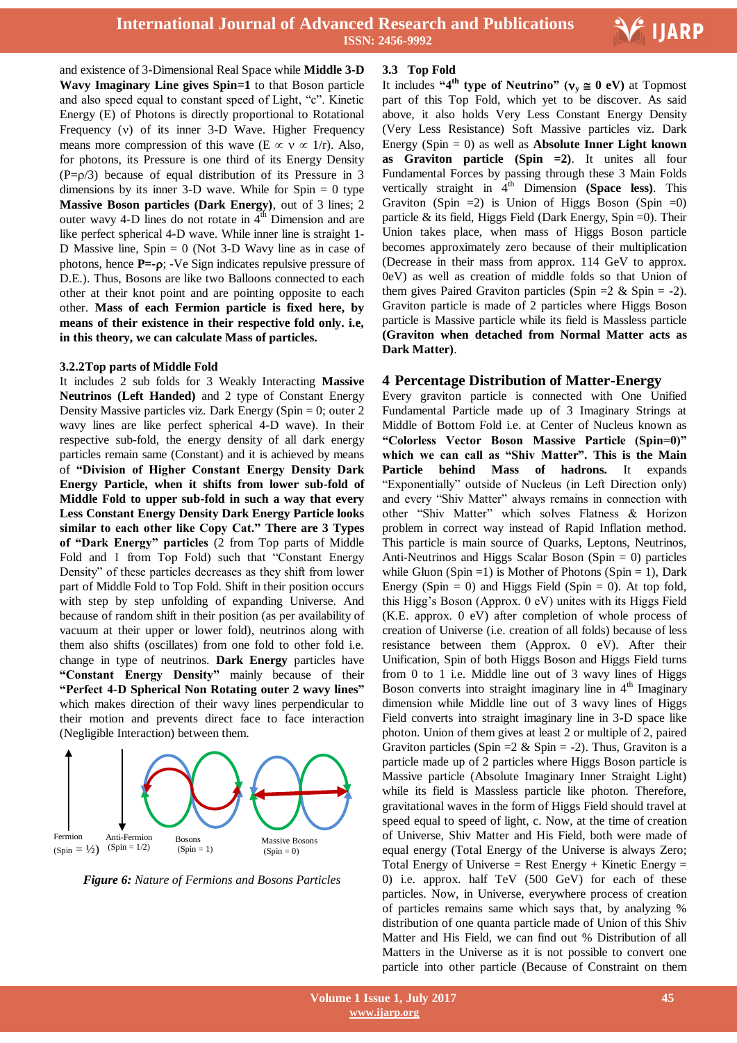and existence of 3-Dimensional Real Space while **Middle 3-D Wavy Imaginary Line gives Spin=1** to that Boson particle and also speed equal to constant speed of Light, "c". Kinetic Energy (E) of Photons is directly proportional to Rotational Frequency ($\nu$) of its inner 3-D Wave. Higher Frequency means more compression of this wave ($E \propto \nu \propto 1/r$). Also, for photons, its Pressure is one third of its Energy Density ($P=\rho/3$) because of equal distribution of its Pressure in 3 dimensions by its inner 3-D wave. While for Spin = 0 type **Massive Boson particles (Dark Energy)**, out of 3 lines; 2 outer wavy 4-D lines do not rotate in 4[th] Dimension and are like perfect spherical 4-D wave. While inner line is straight 1-D Massive line, Spin = 0 (Not 3-D Wavy line as in case of photons, hence **$P=-\rho$**; -Ve Sign indicates repulsive pressure of D.E.). Thus, Bosons are like two Balloons connected to each other at their knot point and are pointing opposite to each other. **Mass of each Fermion particle is fixed here, by means of their existence in their respective fold only. i.e, in this theory, we can calculate Mass of particles.**

### 3.2.2 Top parts of Middle Fold

It includes 2 sub folds for 3 Weakly Interacting **Massive Neutrinos (Left Handed)** and 2 type of Constant Energy Density Massive particles viz. Dark Energy (Spin = 0; outer 2 wavy lines are like perfect spherical 4-D wave). In their respective sub-fold, the energy density of all dark energy particles remain same (Constant) and it is achieved by means of **"Division of Higher Constant Energy Density Dark Energy Particle, when it shifts from lower sub-fold of Middle Fold to upper sub-fold in such a way that every Less Constant Energy Density Dark Energy Particle looks similar to each other like Copy Cat." There are 3 Types of "Dark Energy" particles** (2 from Top parts of Middle Fold and 1 from Top Fold) such that "Constant Energy Density" of these particles decreases as they shift from lower part of Middle Fold to Top Fold. Shift in their position occurs with step by step unfolding of expanding Universe. And because of random shift in their position (as per availability of vacuum at their upper or lower fold), neutrinos along with them also shifts (oscillates) from one fold to other fold i.e. change in type of neutrinos. **Dark Energy** particles have **"Constant Energy Density"** mainly because of their **"Perfect 4-D Spherical Non Rotating outer 2 wavy lines"** which makes direction of their wavy lines perpendicular to their motion and prevents direct face to face interaction (Negligible Interaction) between them.

Fermion (Spin = ½) Anti-Fermion (Spin = 1/2) Bosons (Spin = 1) Massive Bosons (Spin = 0)

*Figure 6: Nature of Fermions and Bosons Particles*

## 3.3 Top Fold

It includes **"4[th] type of Neutrino" ($\nu_y \cong 0$ eV)** at Topmost part of this Top Fold, which yet to be discover. As said above, it also holds Very Less Constant Energy Density (Very Less Resistance) Soft Massive particles viz. Dark Energy (Spin = 0) as well as **Absolute Inner Light known as Graviton particle (Spin =2)**. It unites all four Fundamental Forces by passing through these 3 Main Folds vertically straight in 4[th] Dimension **(Space less)**. This Graviton (Spin =2) is Union of Higgs Boson (Spin =0) particle & its field, Higgs Field (Dark Energy, Spin =0). Their Union takes place, when mass of Higgs Boson particle becomes approximately zero because of their multiplication (Decrease in their mass from approx. 114 GeV to approx. 0eV) as well as creation of middle folds so that Union of them gives Paired Graviton particles (Spin =2 & Spin = -2). Graviton particle is made of 2 particles where Higgs Boson particle is Massive particle while its field is Massless particle **(Graviton when detached from Normal Matter acts as Dark Matter)**.

# 4 Percentage Distribution of Matter-Energy

Every graviton particle is connected with One Unified Fundamental Particle made up of 3 Imaginary Strings at Middle of Bottom Fold i.e. at Center of Nucleus known as **"Colorless Vector Boson Massive Particle (Spin=0)" which we can call as "Shiv Matter". This is the Main Particle behind Mass of hadrons.** It expands "Exponentially" outside of Nucleus (in Left Direction only) and every "Shiv Matter" always remains in connection with other "Shiv Matter" which solves Flatness & Horizon problem in correct way instead of Rapid Inflation method. This particle is main source of Quarks, Leptons, Neutrinos, Anti-Neutrinos and Higgs Scalar Boson (Spin = 0) particles while Gluon (Spin =1) is Mother of Photons (Spin = 1), Dark Energy (Spin = 0) and Higgs Field (Spin = 0). At top fold, this Higg's Boson (Approx. 0 eV) unites with its Higgs Field (K.E. approx. 0 eV) after completion of whole process of creation of Universe (i.e. creation of all folds) because of less resistance between them (Approx. 0 eV). After their Unification, Spin of both Higgs Boson and Higgs Field turns from 0 to 1 i.e. Middle line out of 3 wavy lines of Higgs Boson converts into straight imaginary line in 4[th] Imaginary dimension while Middle line out of 3 wavy lines of Higgs Field converts into straight imaginary line in 3-D space like photon. Union of them gives at least 2 or multiple of 2, paired Graviton particles (Spin =2 & Spin = -2). Thus, Graviton is a particle made up of 2 particles where Higgs Boson particle is Massive particle (Absolute Imaginary Inner Straight Light) while its field is Massless particle like photon. Therefore, gravitational waves in the form of Higgs Field should travel at speed equal to speed of light, c. Now, at the time of creation of Universe, Shiv Matter and His Field, both were made of equal energy (Total Energy of the Universe is always Zero; Total Energy of Universe = Rest Energy + Kinetic Energy = 0) i.e. approx. half TeV (500 GeV) for each of these particles. Now, in Universe, everywhere process of creation of particles remains same which says that, by analyzing % distribution of one quanta particle made of Union of this Shiv Matter and His Field, we can find out % Distribution of all Matters in the Universe as it is not possible to convert one particle into other particle (Because of Constraint on them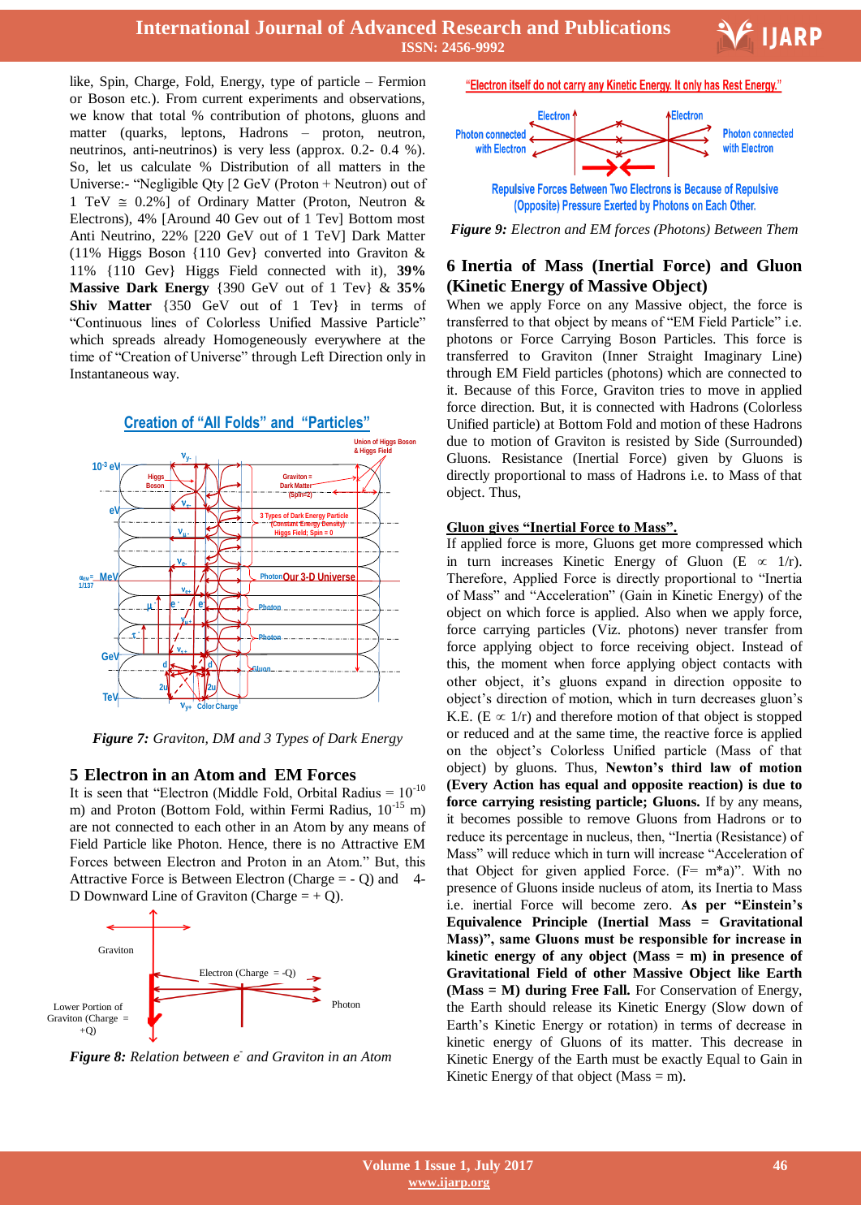like, Spin, Charge, Fold, Energy, type of particle – Fermion or Boson etc.). From current experiments and observations, we know that total % contribution of photons, gluons and matter (quarks, leptons, Hadrons – proton, neutron, neutrinos, anti-neutrinos) is very less (approx. 0.2- 0.4 %). So, let us calculate % Distribution of all matters in the Universe:- "Negligible Qty [2 GeV (Proton + Neutron) out of 1 TeV ≅ 0.2%] of Ordinary Matter (Proton, Neutron & Electrons), 4% [Around 40 Gev out of 1 Tev] Bottom most Anti Neutrino, 22% [220 GeV out of 1 TeV] Dark Matter (11% Higgs Boson {110 Gev} converted into Graviton & 11% {110 Gev} Higgs Field connected with it), **39% Massive Dark Energy** {390 GeV out of 1 Tev} & **35% Shiv Matter** {350 GeV out of 1 Tev} in terms of "Continuous lines of Colorless Unified Massive Particle" which spreads already Homogeneously everywhere at the time of "Creation of Universe" through Left Direction only in Instantaneous way.

***Figure 7:*** *Graviton, DM and 3 Types of Dark Energy*

## 5 Electron in an Atom and EM Forces

It is seen that "Electron (Middle Fold, Orbital Radius = $10^{-10}$ m) and Proton (Bottom Fold, within Fermi Radius, $10^{-15}$ m) are not connected to each other in an Atom by any means of Field Particle like Photon. Hence, there is no Attractive EM Forces between Electron and Proton in an Atom." But, this Attractive Force is Between Electron (Charge = - Q) and 4-D Downward Line of Graviton (Charge = + Q).

***Figure 8:*** *Relation between $e^-$ and Graviton in an Atom*

***Figure 9:*** *Electron and EM forces (Photons) Between Them*

## 6 Inertia of Mass (Inertial Force) and Gluon (Kinetic Energy of Massive Object)

When we apply Force on any Massive object, the force is transferred to that object by means of "EM Field Particle" i.e. photons or Force Carrying Boson Particles. This force is transferred to Graviton (Inner Straight Imaginary Line) through EM Field particles (photons) which are connected to it. Because of this Force, Graviton tries to move in applied force direction. But, it is connected with Hadrons (Colorless Unified particle) at Bottom Fold and motion of these Hadrons due to motion of Graviton is resisted by Side (Surrounded) Gluons. Resistance (Inertial Force) given by Gluons is directly proportional to mass of Hadrons i.e. to Mass of that object. Thus,

**Gluon gives "Inertial Force to Mass".**

If applied force is more, Gluons get more compressed which in turn increases Kinetic Energy of Gluon ($E \propto 1/r$). Therefore, Applied Force is directly proportional to "Inertia of Mass" and "Acceleration" (Gain in Kinetic Energy) of the object on which force is applied. Also when we apply force, force carrying particles (Viz. photons) never transfer from force applying object to force receiving object. Instead of this, the moment when force applying object contacts with other object, it's gluons expand in direction opposite to object's direction of motion, which in turn decreases gluon's K.E. ($E \propto 1/r$) and therefore motion of that object is stopped or reduced and at the same time, the reactive force is applied on the object's Colorless Unified particle (Mass of that object) by gluons. Thus, **Newton's third law of motion (Every Action has equal and opposite reaction) is due to force carrying resisting particle; Gluons.** If by any means, it becomes possible to remove Gluons from Hadrons or to reduce its percentage in nucleus, then, "Inertia (Resistance) of Mass" will reduce which in turn will increase "Acceleration of that Object for given applied Force. ($F= m*a$)". With no presence of Gluons inside nucleus of atom, its Inertia to Mass i.e. inertial Force will become zero. **As per "Einstein's Equivalence Principle (Inertial Mass = Gravitational Mass)", same Gluons must be responsible for increase in kinetic energy of any object (Mass = m) in presence of Gravitational Field of other Massive Object like Earth (Mass = M) during Free Fall.** For Conservation of Energy, the Earth should release its Kinetic Energy (Slow down of Earth's Kinetic Energy or rotation) in terms of decrease in kinetic energy of Gluons of its matter. This decrease in Kinetic Energy of the Earth must be exactly Equal to Gain in Kinetic Energy of that object (Mass = m).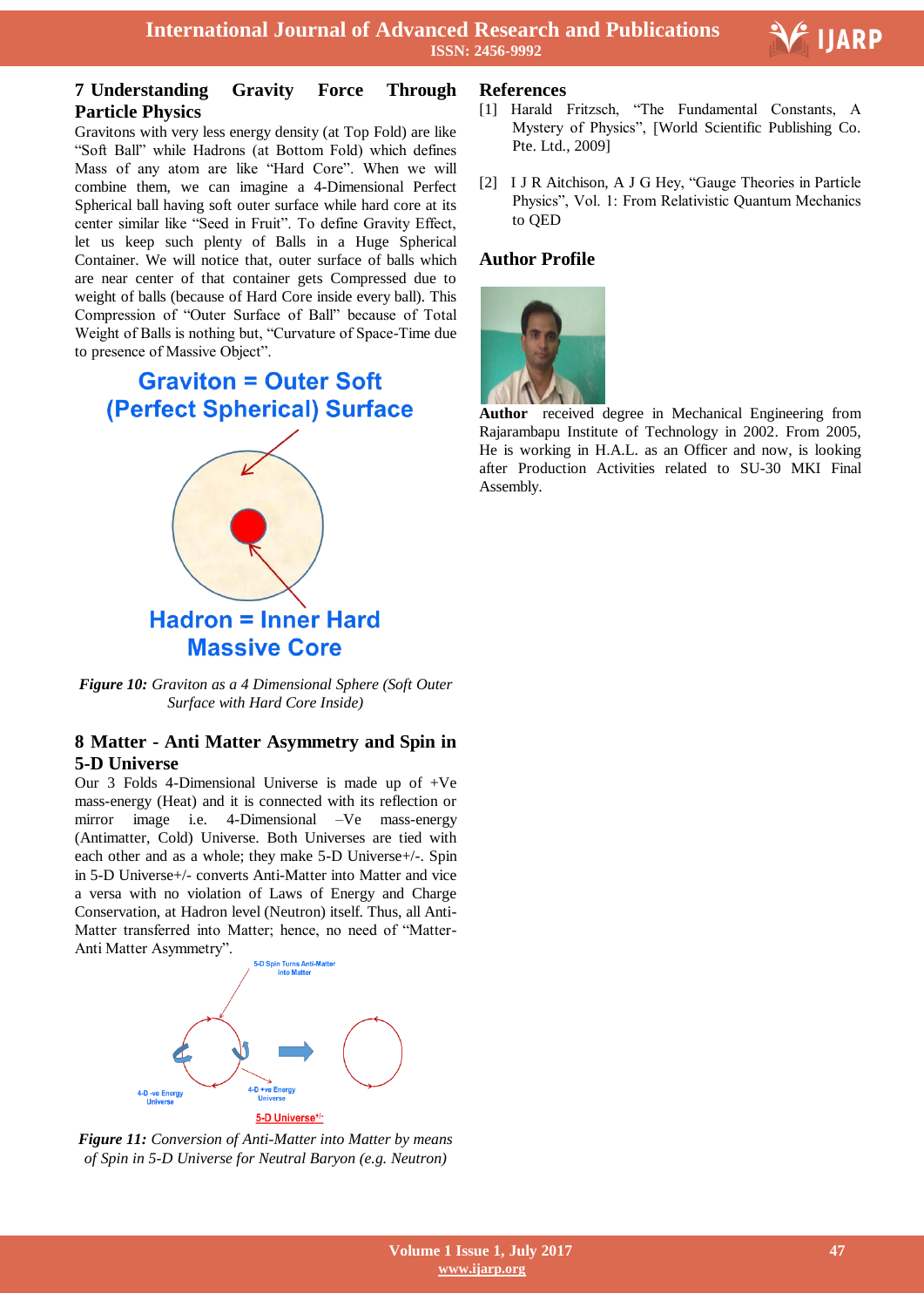## 7 Understanding Gravity Force Through Particle Physics

Gravitons with very less energy density (at Top Fold) are like "Soft Ball" while Hadrons (at Bottom Fold) which defines Mass of any atom are like "Hard Core". When we will combine them, we can imagine a 4-Dimensional Perfect Spherical ball having soft outer surface while hard core at its center similar like "Seed in Fruit". To define Gravity Effect, let us keep such plenty of Balls in a Huge Spherical Container. We will notice that, outer surface of balls which are near center of that container gets Compressed due to weight of balls (because of Hard Core inside every ball). This Compression of "Outer Surface of Ball" because of Total Weight of Balls is nothing but, "Curvature of Space-Time due to presence of Massive Object".

Graviton = Outer Soft (Perfect Spherical) Surface

Hadron = Inner Hard Massive Core

***Figure 10:*** *Graviton as a 4 Dimensional Sphere (Soft Outer Surface with Hard Core Inside)*

## 8 Matter - Anti Matter Asymmetry and Spin in 5-D Universe

Our 3 Folds 4-Dimensional Universe is made up of +Ve mass-energy (Heat) and it is connected with its reflection or mirror image i.e. 4-Dimensional –Ve mass-energy (Antimatter, Cold) Universe. Both Universes are tied with each other and as a whole; they make 5-D Universe+/-. Spin in 5-D Universe+/- converts Anti-Matter into Matter and vice a versa with no violation of Laws of Energy and Charge Conservation, at Hadron level (Neutron) itself. Thus, all Anti-Matter transferred into Matter; hence, no need of "Matter-Anti Matter Asymmetry".

5-D Spin Turns Anti-Matter into Matter

4-D -ve Energy Universe

4-D +ve Energy Universe

5-D Universe$^{+/-}$

***Figure 11:*** *Conversion of Anti-Matter into Matter by means of Spin in 5-D Universe for Neutral Baryon (e.g. Neutron)*

## References

[1] Harald Fritzsch, "The Fundamental Constants, A Mystery of Physics", [World Scientific Publishing Co. Pte. Ltd., 2009]

[2] I J R Aitchison, A J G Hey, "Gauge Theories in Particle Physics", Vol. 1: From Relativistic Quantum Mechanics to QED

## Author Profile

**Author** received degree in Mechanical Engineering from Rajarambapu Institute of Technology in 2002. From 2005, He is working in H.A.L. as an Officer and now, is looking after Production Activities related to SU-30 MKI Final Assembly.